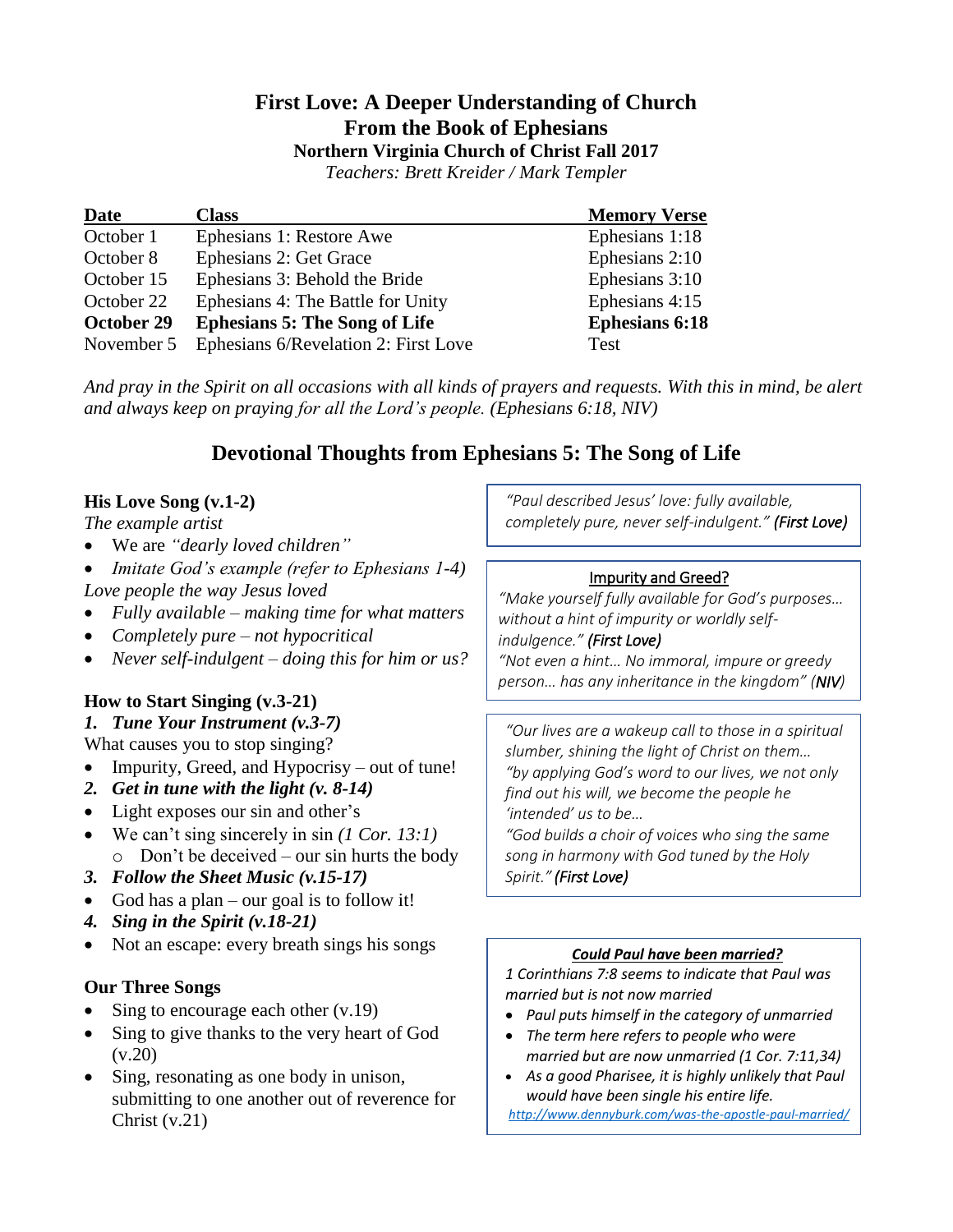# First Love: A Deeper Understanding of Church
# From the Book of Ephesians
### Northern Virginia Church of Christ Fall 2017
*Teachers: Brett Kreider / Mark Templer*

| Date | Class | Memory Verse |
|---|---|---|
| October 1 | Ephesians 1: Restore Awe | Ephesians 1:18 |
| October 8 | Ephesians 2: Get Grace | Ephesians 2:10 |
| October 15 | Ephesians 3: Behold the Bride | Ephesians 3:10 |
| October 22 | Ephesians 4: The Battle for Unity | Ephesians 4:15 |
| **October 29** | **Ephesians 5: The Song of Life** | **Ephesians 6:18** |
| November 5 | Ephesians 6/Revelation 2: First Love | Test |

*And pray in the Spirit on all occasions with all kinds of prayers and requests. With this in mind, be alert and always keep on praying for all the Lord's people. (Ephesians 6:18, NIV)*

## Devotional Thoughts from Ephesians 5: The Song of Life

### His Love Song (v.1-2)

*The example artist*

- We are *"dearly loved children"*
- *Imitate God's example (refer to Ephesians 1-4)*

*Love people the way Jesus loved*

- *Fully available – making time for what matters*
- *Completely pure – not hypocritical*
- *Never self-indulgent – doing this for him or us?*

### How to Start Singing (v.3-21)

***1. Tune Your Instrument (v.3-7)***

What causes you to stop singing?

- Impurity, Greed, and Hypocrisy – out of tune!

***2. Get in tune with the light (v. 8-14)***

- Light exposes our sin and other's
- We can't sing sincerely in sin *(1 Cor. 13:1)*
  - Don't be deceived – our sin hurts the body

***3. Follow the Sheet Music (v.15-17)***

- God has a plan – our goal is to follow it!

***4. Sing in the Spirit (v.18-21)***

- Not an escape: every breath sings his songs

### Our Three Songs

- Sing to encourage each other (v.19)
- Sing to give thanks to the very heart of God (v.20)
- Sing, resonating as one body in unison, submitting to one another out of reverence for Christ (v.21)

---

*"Paul described Jesus' love: fully available, completely pure, never self-indulgent." **(First Love)***

---

<u>Impurity and Greed?</u>

*"Make yourself fully available for God's purposes… without a hint of impurity or worldly self-indulgence." **(First Love)***

*"Not even a hint… No immoral, impure or greedy person… has any inheritance in the kingdom" (**NIV**)*

---

*"Our lives are a wakeup call to those in a spiritual slumber, shining the light of Christ on them…*

*"by applying God's word to our lives, we not only find out his will, we become the people he 'intended' us to be…*

*"God builds a choir of voices who sing the same song in harmony with God tuned by the Holy Spirit." **(First Love)***

---

***<u>Could Paul have been married?</u>***

*1 Corinthians 7:8 seems to indicate that Paul was married but is not now married*

- *Paul puts himself in the category of unmarried*
- *The term here refers to people who were married but are now unmarried (1 Cor. 7:11,34)*
- *As a good Pharisee, it is highly unlikely that Paul would have been single his entire life.*

*http://www.dennyburk.com/was-the-apostle-paul-married/*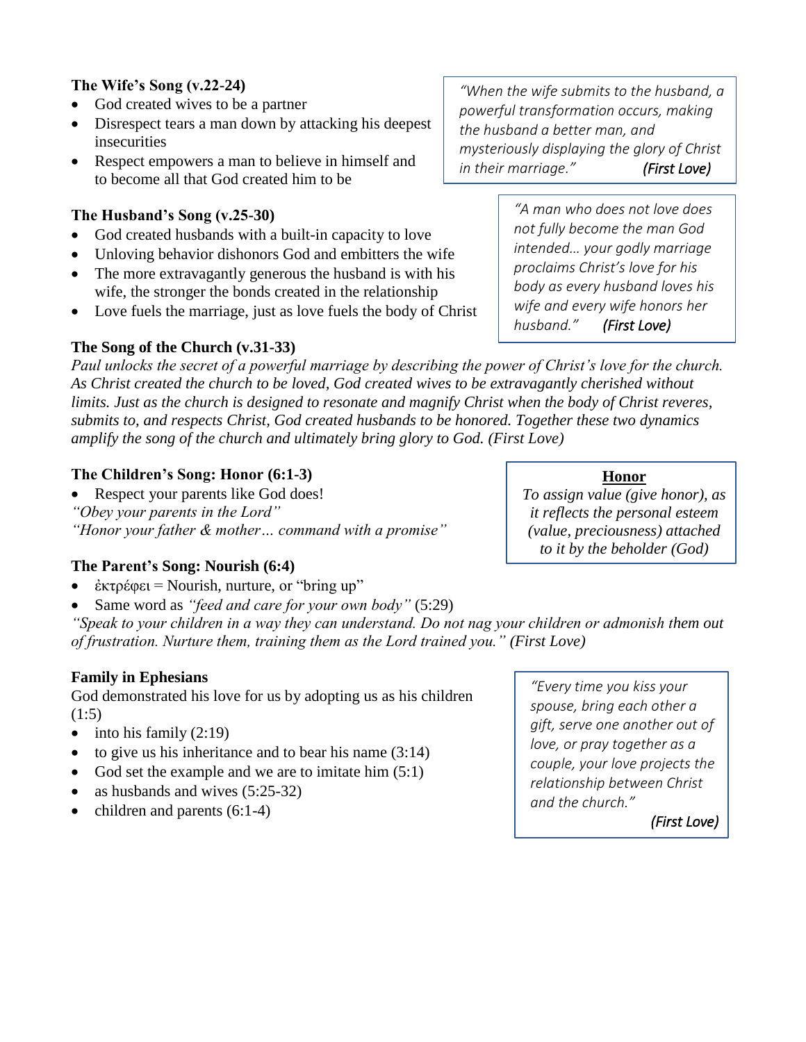**The Wife's Song (v.22-24)**

- God created wives to be a partner
- Disrespect tears a man down by attacking his deepest insecurities
- Respect empowers a man to believe in himself and to become all that God created him to be

> *"When the wife submits to the husband, a powerful transformation occurs, making the husband a better man, and mysteriously displaying the glory of Christ in their marriage."* ***(First Love)***

**The Husband's Song (v.25-30)**

- God created husbands with a built-in capacity to love
- Unloving behavior dishonors God and embitters the wife
- The more extravagantly generous the husband is with his wife, the stronger the bonds created in the relationship
- Love fuels the marriage, just as love fuels the body of Christ

> *"A man who does not love does not fully become the man God intended… your godly marriage proclaims Christ's love for his body as every husband loves his wife and every wife honors her husband."* ***(First Love)***

**The Song of the Church (v.31-33)**

*Paul unlocks the secret of a powerful marriage by describing the power of Christ's love for the church. As Christ created the church to be loved, God created wives to be extravagantly cherished without limits. Just as the church is designed to resonate and magnify Christ when the body of Christ reveres, submits to, and respects Christ, God created husbands to be honored. Together these two dynamics amplify the song of the church and ultimately bring glory to God. (First Love)*

**The Children's Song: Honor (6:1-3)**

- Respect your parents like God does!

*"Obey your parents in the Lord"*
*"Honor your father & mother… command with a promise"*

> **Honor**
> *To assign value (give honor), as it reflects the personal esteem (value, preciousness) attached to it by the beholder (God)*

**The Parent's Song: Nourish (6:4)**

- ἐκτρέφει = Nourish, nurture, or "bring up"
- Same word as *"feed and care for your own body"* (5:29)

*"Speak to your children in a way they can understand. Do not nag your children or admonish them out of frustration. Nurture them, training them as the Lord trained you." (First Love)*

**Family in Ephesians**

God demonstrated his love for us by adopting us as his children (1:5)

- into his family (2:19)
- to give us his inheritance and to bear his name (3:14)
- God set the example and we are to imitate him (5:1)
- as husbands and wives (5:25-32)
- children and parents (6:1-4)

> *"Every time you kiss your spouse, bring each other a gift, serve one another out of love, or pray together as a couple, your love projects the relationship between Christ and the church."* ***(First Love)***